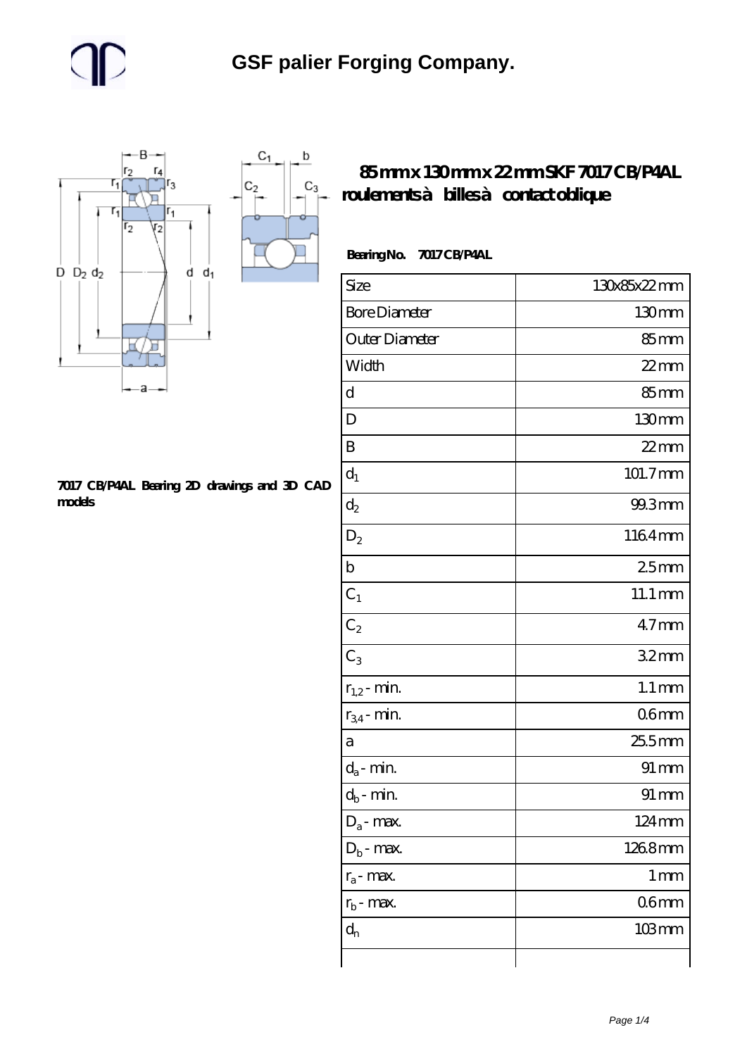# GSF palier Forging Company.

## 85 mm x 130 mm x 22 mm SKF 7017 CB/P4AL roulements à billes à contact oblique

**7017 CB/P4AL Bearing 2D drawings and 3D CAD models**

**Bearing No. 7017 CB/P4AL**

| Size | 130x85x22 mm |
|---|---|
| Bore Diameter | 130 mm |
| Outer Diameter | 85 mm |
| Width | 22 mm |
| d | 85 mm |
| D | 130 mm |
| B | 22 mm |
| $d_1$ | 101.7 mm |
| $d_2$ | 99.3 mm |
| $D_2$ | 116.4 mm |
| b | 2.5 mm |
| $C_1$ | 11.1 mm |
| $C_2$ | 4.7 mm |
| $C_3$ | 3.2 mm |
| $r_{1,2}$ - min. | 1.1 mm |
| $r_{3,4}$ - min. | 0.6 mm |
| a | 25.5 mm |
| $d_a$ - min. | 91 mm |
| $d_b$ - min. | 91 mm |
| $D_a$ - max. | 124 mm |
| $D_b$ - max. | 126.8 mm |
| $r_a$ - max. | 1 mm |
| $r_b$ - max. | 0.6 mm |
| $d_n$ | 103 mm |
| | |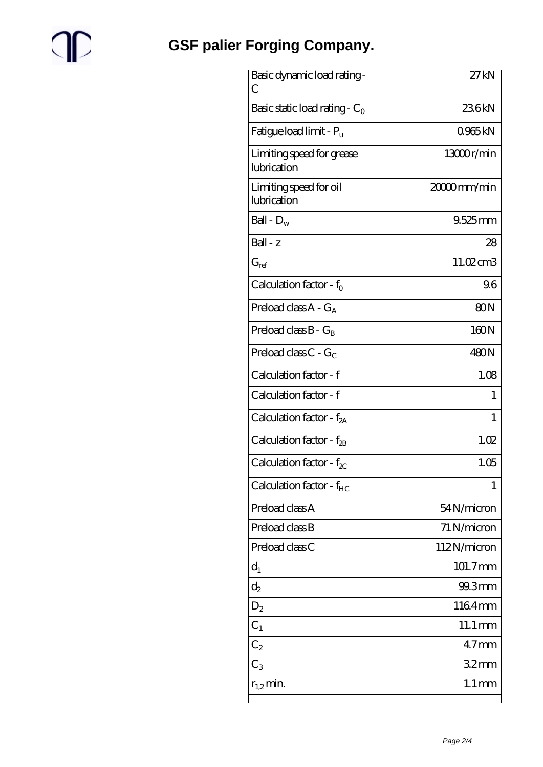# GSF palier Forging Company.

| | |
|---|---|
| Basic dynamic load rating - C | 27 kN |
| Basic static load rating - $C_0$ | 23.6 kN |
| Fatigue load limit - $P_u$ | 0.965 kN |
| Limiting speed for grease lubrication | 13000 r/min |
| Limiting speed for oil lubrication | 20000 mm/min |
| Ball - $D_w$ | 9.525 mm |
| Ball - z | 28 |
| $G_{ref}$ | 11.02 cm3 |
| Calculation factor - $f_0$ | 9.6 |
| Preload class A - $G_A$ | 80 N |
| Preload class B - $G_B$ | 160 N |
| Preload class C - $G_C$ | 480 N |
| Calculation factor - f | 1.08 |
| Calculation factor - f | 1 |
| Calculation factor - $f_{2A}$ | 1 |
| Calculation factor - $f_{2B}$ | 1.02 |
| Calculation factor - $f_{2C}$ | 1.05 |
| Calculation factor - $f_{HC}$ | 1 |
| Preload class A | 54 N/micron |
| Preload class B | 71 N/micron |
| Preload class C | 112 N/micron |
| $d_1$ | 101.7 mm |
| $d_2$ | 99.3 mm |
| $D_2$ | 116.4 mm |
| $C_1$ | 11.1 mm |
| $C_2$ | 4.7 mm |
| $C_3$ | 3.2 mm |
| $r_{1,2}$ min. | 1.1 mm |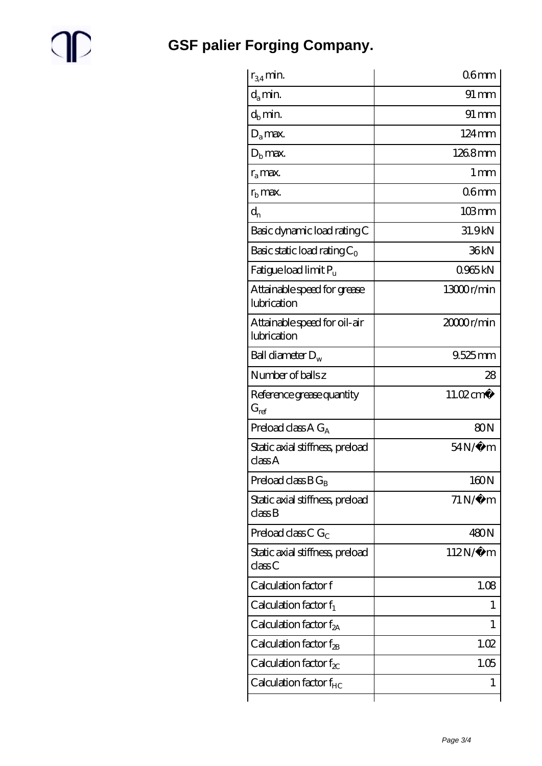| | |
|---|---|
| $r_{3,4}$ min. | 0.6 mm |
| $d_a$ min. | 91 mm |
| $d_b$ min. | 91 mm |
| $D_a$ max. | 124 mm |
| $D_b$ max. | 126.8 mm |
| $r_a$ max. | 1 mm |
| $r_b$ max. | 0.6 mm |
| $d_n$ | 103 mm |
| Basic dynamic load rating C | 31.9 kN |
| Basic static load rating $C_0$ | 36 kN |
| Fatigue load limit $P_u$ | 0.965 kN |
| Attainable speed for grease lubrication | 13000 r/min |
| Attainable speed for oil-air lubrication | 20000 r/min |
| Ball diameter $D_w$ | 9.525 mm |
| Number of balls z | 28 |
| Reference grease quantity $G_{ref}$ | 11.02 cm� |
| Preload class A $G_A$ | 80 N |
| Static axial stiffness, preload class A | 54 N/�m |
| Preload class B $G_B$ | 160 N |
| Static axial stiffness, preload class B | 71 N/�m |
| Preload class C $G_C$ | 480 N |
| Static axial stiffness, preload class C | 112 N/�m |
| Calculation factor f | 1.08 |
| Calculation factor $f_1$ | 1 |
| Calculation factor $f_{2A}$ | 1 |
| Calculation factor $f_{2B}$ | 1.02 |
| Calculation factor $f_{2C}$ | 1.05 |
| Calculation factor $f_{HC}$ | 1 |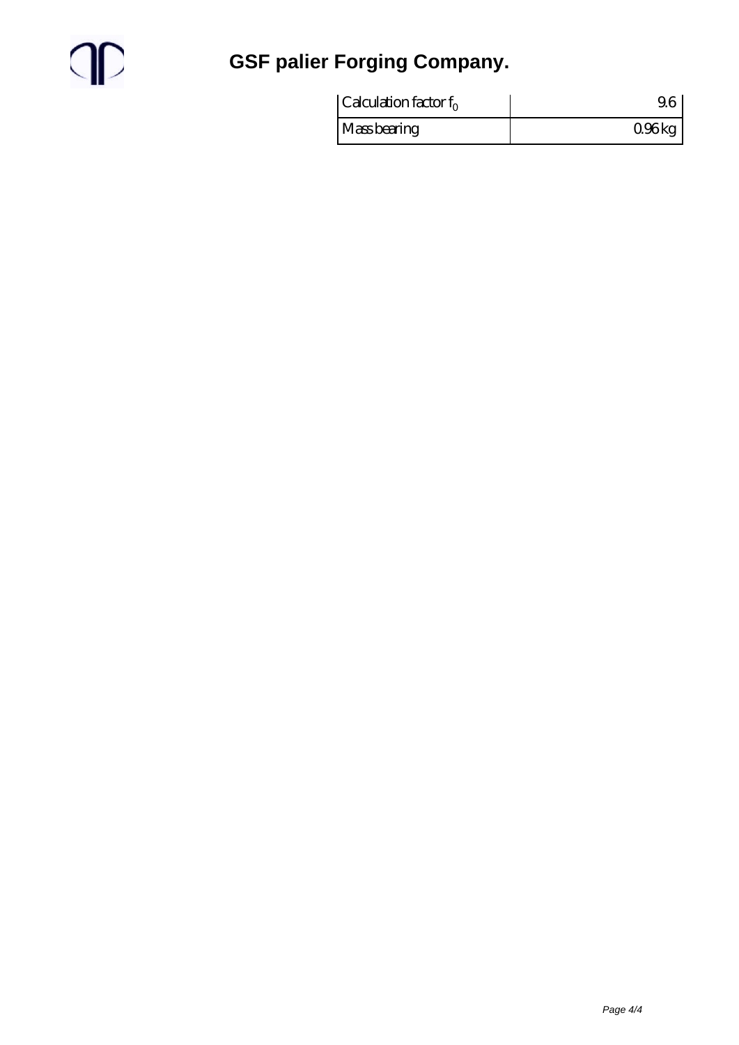# GSF palier Forging Company.

| | |
|---|---|
| Calculation factor $f_0$ | 9.6 |
| Mass bearing | 0.96 kg |